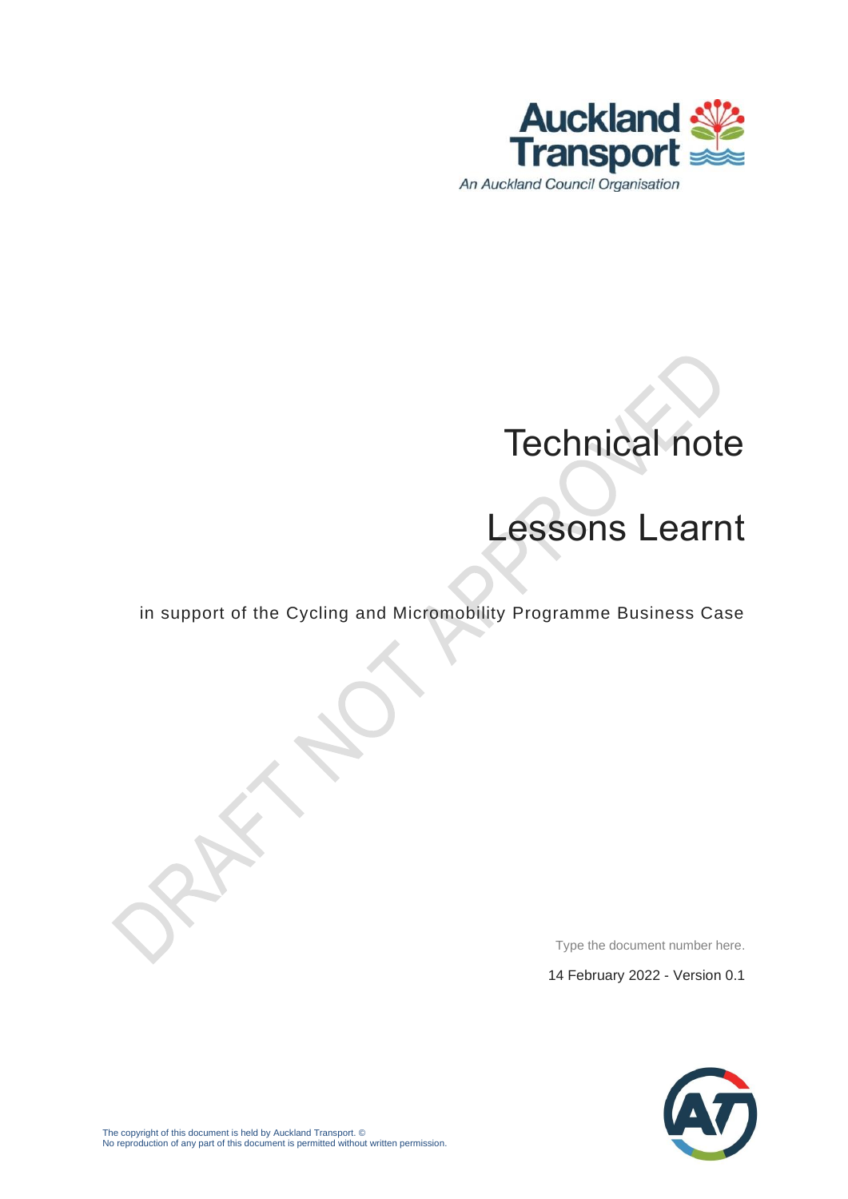Auckland Transport

An Auckland Council Organisation

DRAFT NOT APPROVED

# Technical note

# Lessons Learnt

in support of the Cycling and Micromobility Programme Business Case

Type the document number here.

14 February 2022 - Version 0.1

The copyright of this document is held by Auckland Transport. ©
No reproduction of any part of this document is permitted without written permission.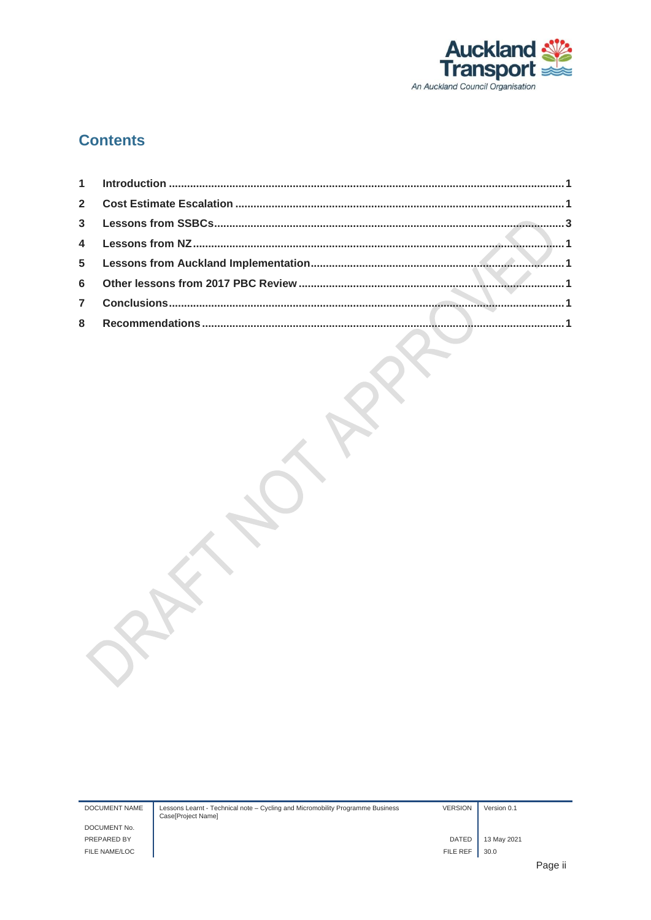# Contents

| | | |
|---|---|---|
| 1 | Introduction | 1 |
| 2 | Cost Estimate Escalation | 1 |
| 3 | Lessons from SSBCs | 3 |
| 4 | Lessons from NZ | 1 |
| 5 | Lessons from Auckland Implementation | 1 |
| 6 | Other lessons from 2017 PBC Review | 1 |
| 7 | Conclusions | 1 |
| 8 | Recommendations | 1 |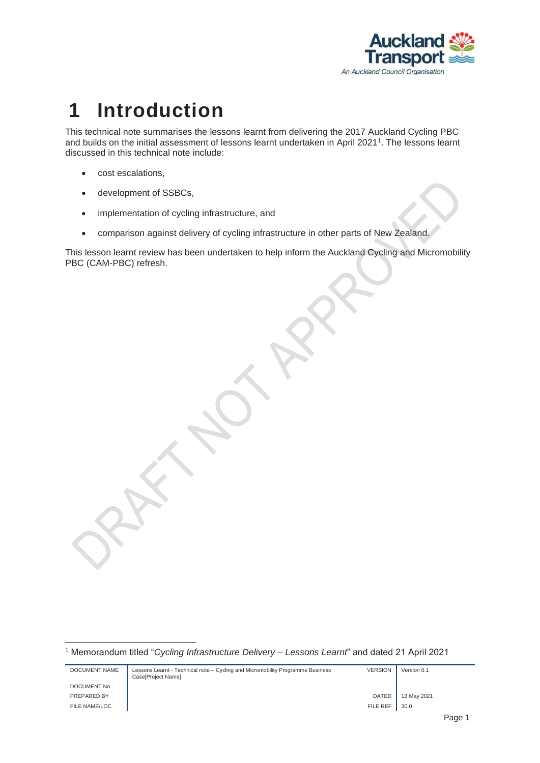# 1 Introduction

This technical note summarises the lessons learnt from delivering the 2017 Auckland Cycling PBC and builds on the initial assessment of lessons learnt undertaken in April 2021[1]. The lessons learnt discussed in this technical note include:

- cost escalations,
- development of SSBCs,
- implementation of cycling infrastructure, and
- comparison against delivery of cycling infrastructure in other parts of New Zealand.

This lesson learnt review has been undertaken to help inform the Auckland Cycling and Micromobility PBC (CAM-PBC) refresh.

[1] Memorandum titled "*Cycling Infrastructure Delivery – Lessons Learnt*" and dated 21 April 2021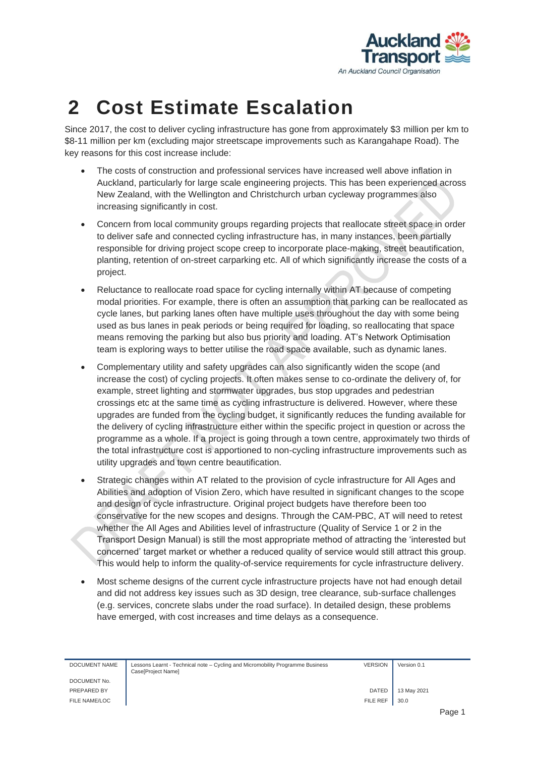# 2 Cost Estimate Escalation

Since 2017, the cost to deliver cycling infrastructure has gone from approximately $3 million per km to $8-11 million per km (excluding major streetscape improvements such as Karangahape Road). The key reasons for this cost increase include:

- The costs of construction and professional services have increased well above inflation in Auckland, particularly for large scale engineering projects. This has been experienced across New Zealand, with the Wellington and Christchurch urban cycleway programmes also increasing significantly in cost.
- Concern from local community groups regarding projects that reallocate street space in order to deliver safe and connected cycling infrastructure has, in many instances, been partially responsible for driving project scope creep to incorporate place-making, street beautification, planting, retention of on-street carparking etc. All of which significantly increase the costs of a project.
- Reluctance to reallocate road space for cycling internally within AT because of competing modal priorities. For example, there is often an assumption that parking can be reallocated as cycle lanes, but parking lanes often have multiple uses throughout the day with some being used as bus lanes in peak periods or being required for loading, so reallocating that space means removing the parking but also bus priority and loading. AT's Network Optimisation team is exploring ways to better utilise the road space available, such as dynamic lanes.
- Complementary utility and safety upgrades can also significantly widen the scope (and increase the cost) of cycling projects. It often makes sense to co-ordinate the delivery of, for example, street lighting and stormwater upgrades, bus stop upgrades and pedestrian crossings etc at the same time as cycling infrastructure is delivered. However, where these upgrades are funded from the cycling budget, it significantly reduces the funding available for the delivery of cycling infrastructure either within the specific project in question or across the programme as a whole. If a project is going through a town centre, approximately two thirds of the total infrastructure cost is apportioned to non-cycling infrastructure improvements such as utility upgrades and town centre beautification.
- Strategic changes within AT related to the provision of cycle infrastructure for All Ages and Abilities and adoption of Vision Zero, which have resulted in significant changes to the scope and design of cycle infrastructure. Original project budgets have therefore been too conservative for the new scopes and designs. Through the CAM-PBC, AT will need to retest whether the All Ages and Abilities level of infrastructure (Quality of Service 1 or 2 in the Transport Design Manual) is still the most appropriate method of attracting the 'interested but concerned' target market or whether a reduced quality of service would still attract this group. This would help to inform the quality-of-service requirements for cycle infrastructure delivery.
- Most scheme designs of the current cycle infrastructure projects have not had enough detail and did not address key issues such as 3D design, tree clearance, sub-surface challenges (e.g. services, concrete slabs under the road surface). In detailed design, these problems have emerged, with cost increases and time delays as a consequence.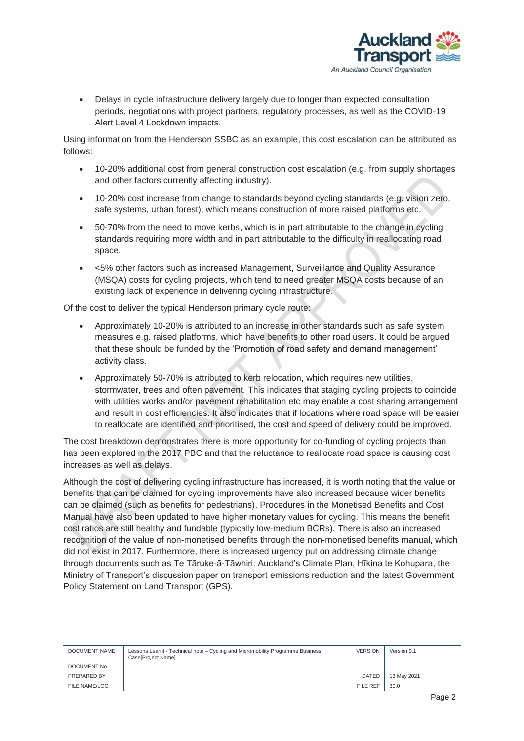- Delays in cycle infrastructure delivery largely due to longer than expected consultation periods, negotiations with project partners, regulatory processes, as well as the COVID-19 Alert Level 4 Lockdown impacts.

Using information from the Henderson SSBC as an example, this cost escalation can be attributed as follows:

- 10-20% additional cost from general construction cost escalation (e.g. from supply shortages and other factors currently affecting industry).
- 10-20% cost increase from change to standards beyond cycling standards (e.g. vision zero, safe systems, urban forest), which means construction of more raised platforms etc.
- 50-70% from the need to move kerbs, which is in part attributable to the change in cycling standards requiring more width and in part attributable to the difficulty in reallocating road space.
- <5% other factors such as increased Management, Surveillance and Quality Assurance (MSQA) costs for cycling projects, which tend to need greater MSQA costs because of an existing lack of experience in delivering cycling infrastructure.

Of the cost to deliver the typical Henderson primary cycle route:

- Approximately 10-20% is attributed to an increase in other standards such as safe system measures e.g. raised platforms, which have benefits to other road users. It could be argued that these should be funded by the 'Promotion of road safety and demand management' activity class.
- Approximately 50-70% is attributed to kerb relocation, which requires new utilities, stormwater, trees and often pavement. This indicates that staging cycling projects to coincide with utilities works and/or pavement rehabilitation etc may enable a cost sharing arrangement and result in cost efficiencies. It also indicates that if locations where road space will be easier to reallocate are identified and prioritised, the cost and speed of delivery could be improved.

The cost breakdown demonstrates there is more opportunity for co-funding of cycling projects than has been explored in the 2017 PBC and that the reluctance to reallocate road space is causing cost increases as well as delays.

Although the cost of delivering cycling infrastructure has increased, it is worth noting that the value or benefits that can be claimed for cycling improvements have also increased because wider benefits can be claimed (such as benefits for pedestrians). Procedures in the Monetised Benefits and Cost Manual have also been updated to have higher monetary values for cycling. This means the benefit cost ratios are still healthy and fundable (typically low-medium BCRs). There is also an increased recognition of the value of non-monetised benefits through the non-monetised benefits manual, which did not exist in 2017. Furthermore, there is increased urgency put on addressing climate change through documents such as Te Tāruke-ā-Tāwhiri: Auckland's Climate Plan, Hīkina te Kohupara, the Ministry of Transport's discussion paper on transport emissions reduction and the latest Government Policy Statement on Land Transport (GPS).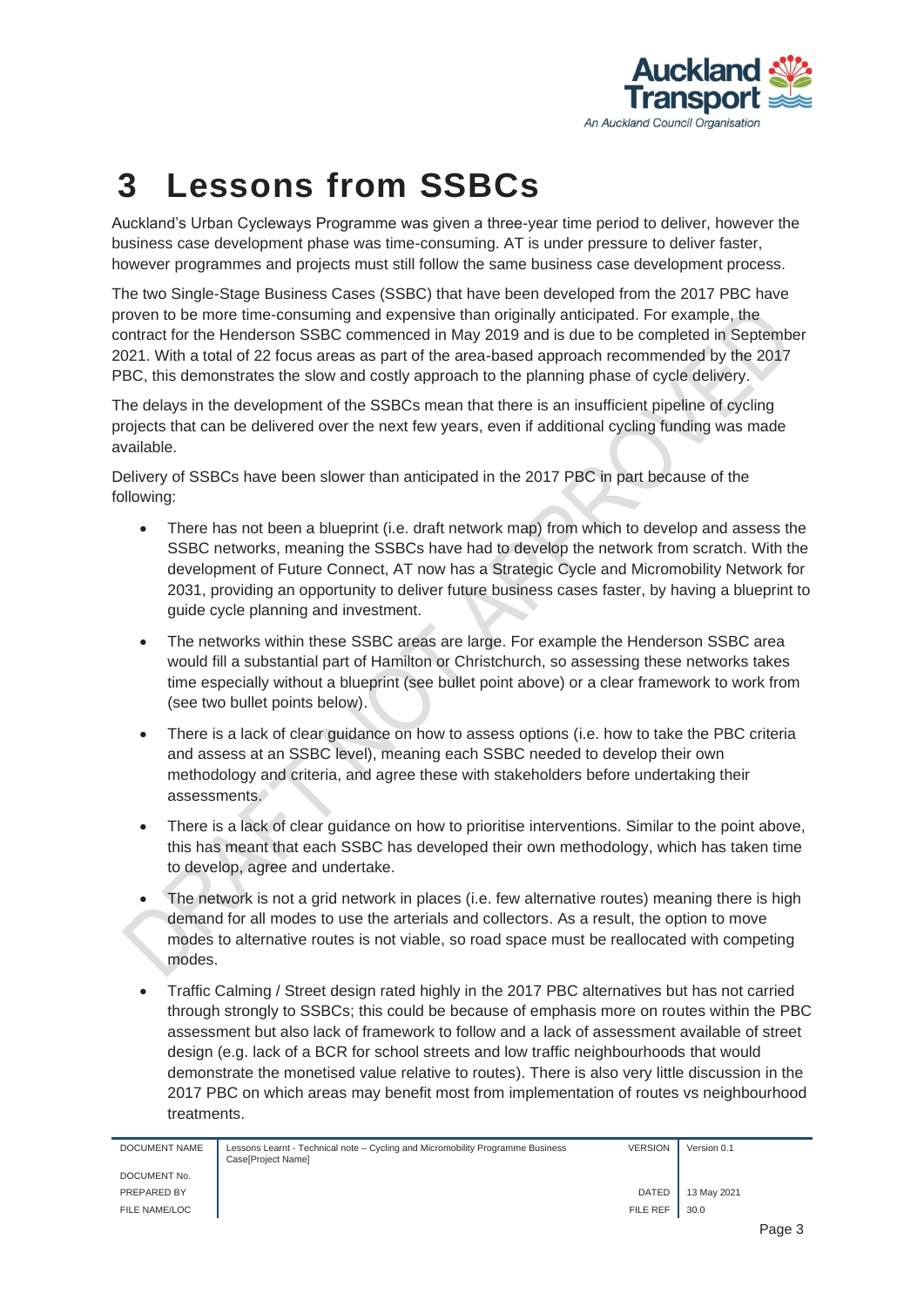# 3 Lessons from SSBCs

Auckland's Urban Cycleways Programme was given a three-year time period to deliver, however the business case development phase was time-consuming. AT is under pressure to deliver faster, however programmes and projects must still follow the same business case development process.

The two Single-Stage Business Cases (SSBC) that have been developed from the 2017 PBC have proven to be more time-consuming and expensive than originally anticipated. For example, the contract for the Henderson SSBC commenced in May 2019 and is due to be completed in September 2021. With a total of 22 focus areas as part of the area-based approach recommended by the 2017 PBC, this demonstrates the slow and costly approach to the planning phase of cycle delivery.

The delays in the development of the SSBCs mean that there is an insufficient pipeline of cycling projects that can be delivered over the next few years, even if additional cycling funding was made available.

Delivery of SSBCs have been slower than anticipated in the 2017 PBC in part because of the following:

- There has not been a blueprint (i.e. draft network map) from which to develop and assess the SSBC networks, meaning the SSBCs have had to develop the network from scratch. With the development of Future Connect, AT now has a Strategic Cycle and Micromobility Network for 2031, providing an opportunity to deliver future business cases faster, by having a blueprint to guide cycle planning and investment.
- The networks within these SSBC areas are large. For example the Henderson SSBC area would fill a substantial part of Hamilton or Christchurch, so assessing these networks takes time especially without a blueprint (see bullet point above) or a clear framework to work from (see two bullet points below).
- There is a lack of clear guidance on how to assess options (i.e. how to take the PBC criteria and assess at an SSBC level), meaning each SSBC needed to develop their own methodology and criteria, and agree these with stakeholders before undertaking their assessments.
- There is a lack of clear guidance on how to prioritise interventions. Similar to the point above, this has meant that each SSBC has developed their own methodology, which has taken time to develop, agree and undertake.
- The network is not a grid network in places (i.e. few alternative routes) meaning there is high demand for all modes to use the arterials and collectors. As a result, the option to move modes to alternative routes is not viable, so road space must be reallocated with competing modes.
- Traffic Calming / Street design rated highly in the 2017 PBC alternatives but has not carried through strongly to SSBCs; this could be because of emphasis more on routes within the PBC assessment but also lack of framework to follow and a lack of assessment available of street design (e.g. lack of a BCR for school streets and low traffic neighbourhoods that would demonstrate the monetised value relative to routes). There is also very little discussion in the 2017 PBC on which areas may benefit most from implementation of routes vs neighbourhood treatments.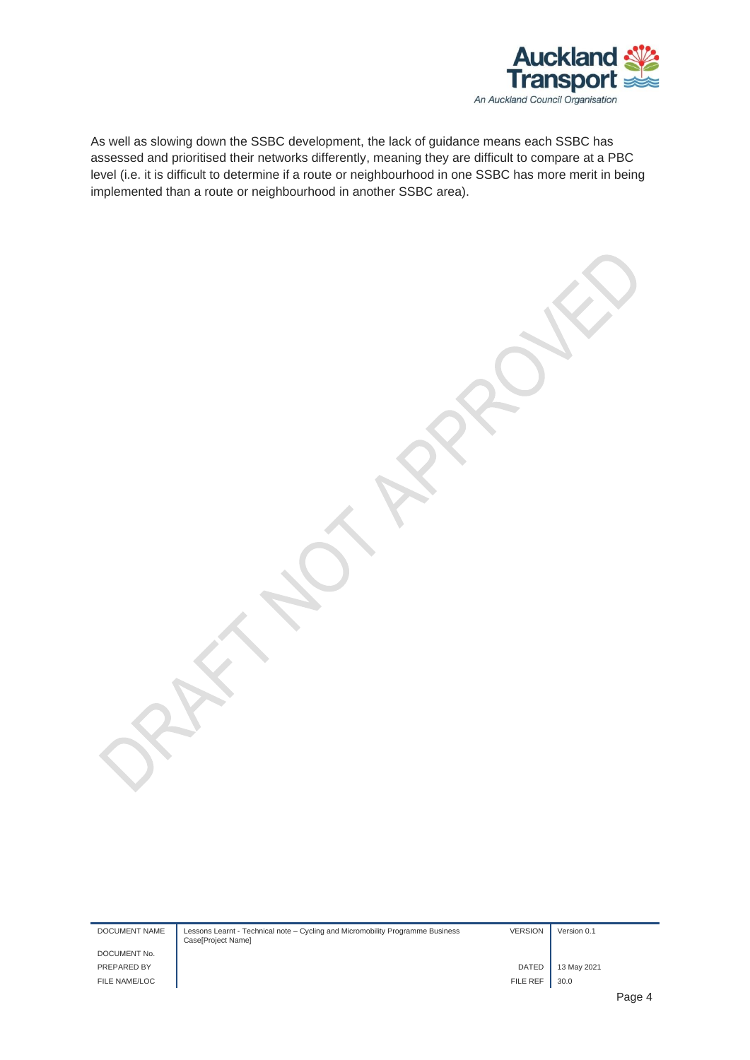As well as slowing down the SSBC development, the lack of guidance means each SSBC has assessed and prioritised their networks differently, meaning they are difficult to compare at a PBC level (i.e. it is difficult to determine if a route or neighbourhood in one SSBC has more merit in being implemented than a route or neighbourhood in another SSBC area).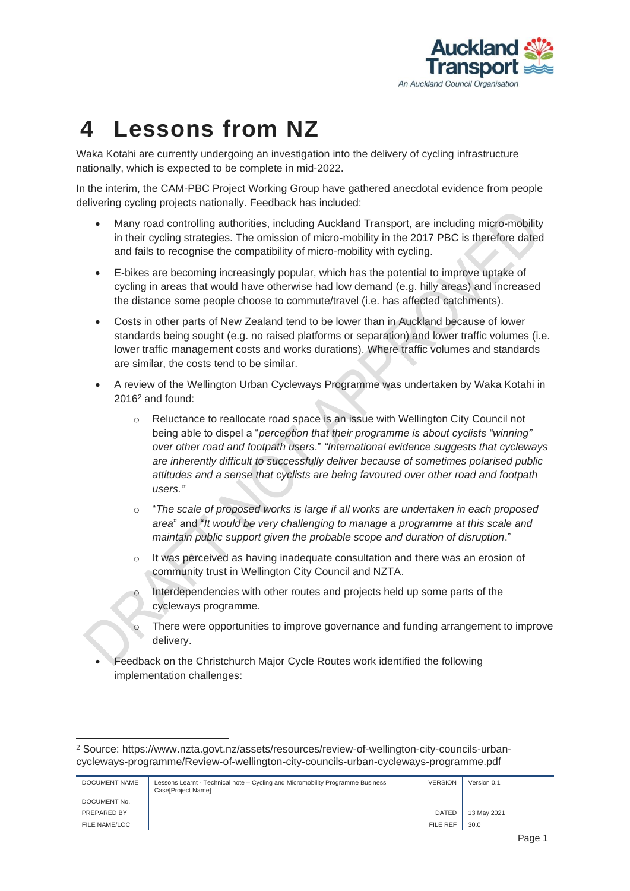# 4 Lessons from NZ

Waka Kotahi are currently undergoing an investigation into the delivery of cycling infrastructure nationally, which is expected to be complete in mid-2022.

In the interim, the CAM-PBC Project Working Group have gathered anecdotal evidence from people delivering cycling projects nationally. Feedback has included:

- Many road controlling authorities, including Auckland Transport, are including micro-mobility in their cycling strategies. The omission of micro-mobility in the 2017 PBC is therefore dated and fails to recognise the compatibility of micro-mobility with cycling.
- E-bikes are becoming increasingly popular, which has the potential to improve uptake of cycling in areas that would have otherwise had low demand (e.g. hilly areas) and increased the distance some people choose to commute/travel (i.e. has affected catchments).
- Costs in other parts of New Zealand tend to be lower than in Auckland because of lower standards being sought (e.g. no raised platforms or separation) and lower traffic volumes (i.e. lower traffic management costs and works durations). Where traffic volumes and standards are similar, the costs tend to be similar.
- A review of the Wellington Urban Cycleways Programme was undertaken by Waka Kotahi in 2016[2] and found:
    - Reluctance to reallocate road space is an issue with Wellington City Council not being able to dispel a "*perception that their programme is about cyclists "winning" over other road and footpath users*." *"International evidence suggests that cycleways are inherently difficult to successfully deliver because of sometimes polarised public attitudes and a sense that cyclists are being favoured over other road and footpath users."*
    - "*The scale of proposed works is large if all works are undertaken in each proposed area*" and "*It would be very challenging to manage a programme at this scale and maintain public support given the probable scope and duration of disruption*."
    - It was perceived as having inadequate consultation and there was an erosion of community trust in Wellington City Council and NZTA.
    - Interdependencies with other routes and projects held up some parts of the cycleways programme.
    - There were opportunities to improve governance and funding arrangement to improve delivery.
- Feedback on the Christchurch Major Cycle Routes work identified the following implementation challenges:

[2] Source: https://www.nzta.govt.nz/assets/resources/review-of-wellington-city-councils-urban-cycleways-programme/Review-of-wellington-city-councils-urban-cycleways-programme.pdf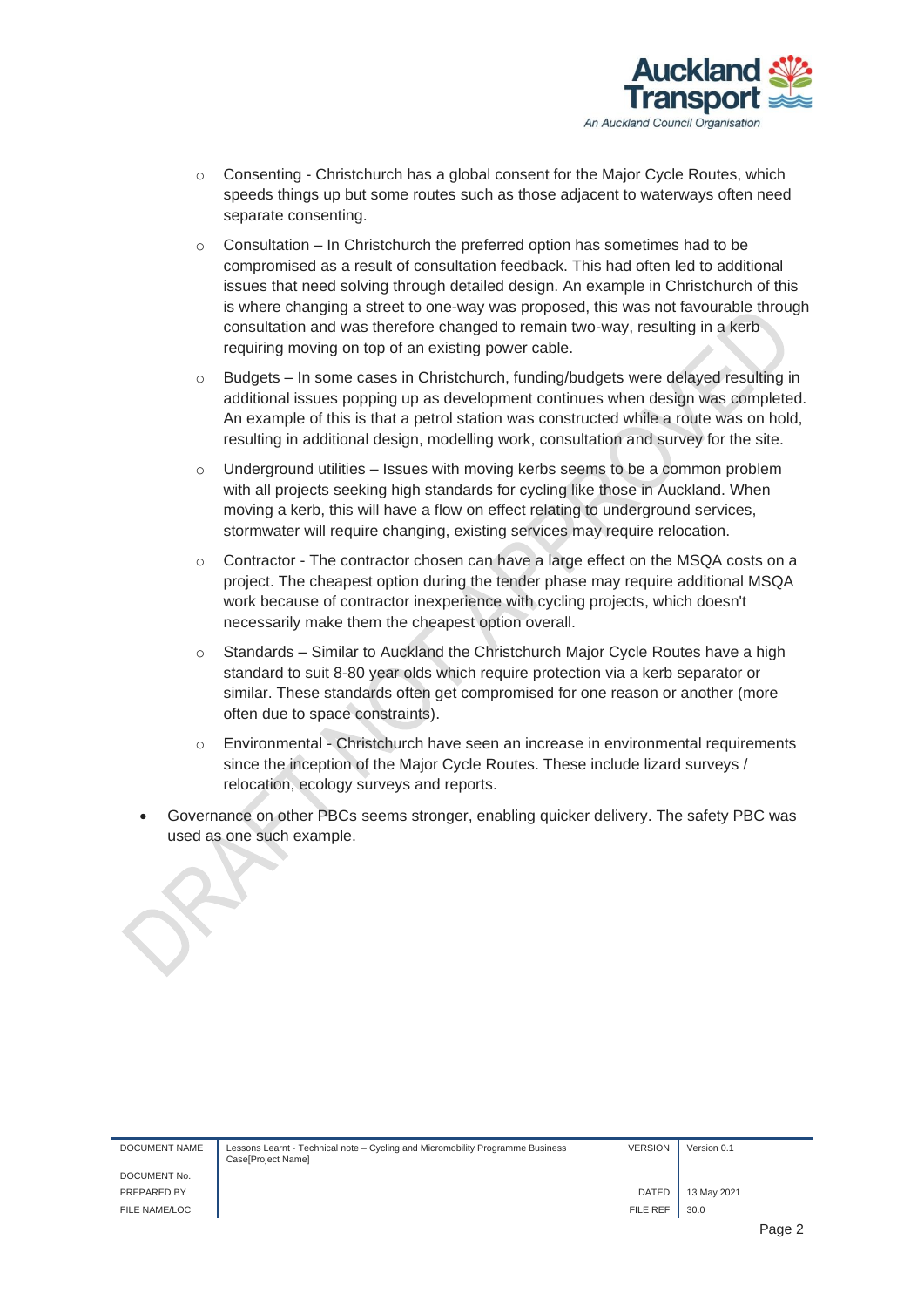- Consenting - Christchurch has a global consent for the Major Cycle Routes, which speeds things up but some routes such as those adjacent to waterways often need separate consenting.
- Consultation – In Christchurch the preferred option has sometimes had to be compromised as a result of consultation feedback. This had often led to additional issues that need solving through detailed design. An example in Christchurch of this is where changing a street to one-way was proposed, this was not favourable through consultation and was therefore changed to remain two-way, resulting in a kerb requiring moving on top of an existing power cable.
- Budgets – In some cases in Christchurch, funding/budgets were delayed resulting in additional issues popping up as development continues when design was completed. An example of this is that a petrol station was constructed while a route was on hold, resulting in additional design, modelling work, consultation and survey for the site.
- Underground utilities – Issues with moving kerbs seems to be a common problem with all projects seeking high standards for cycling like those in Auckland. When moving a kerb, this will have a flow on effect relating to underground services, stormwater will require changing, existing services may require relocation.
- Contractor - The contractor chosen can have a large effect on the MSQA costs on a project. The cheapest option during the tender phase may require additional MSQA work because of contractor inexperience with cycling projects, which doesn't necessarily make them the cheapest option overall.
- Standards – Similar to Auckland the Christchurch Major Cycle Routes have a high standard to suit 8-80 year olds which require protection via a kerb separator or similar. These standards often get compromised for one reason or another (more often due to space constraints).
- Environmental - Christchurch have seen an increase in environmental requirements since the inception of the Major Cycle Routes. These include lizard surveys / relocation, ecology surveys and reports.

- Governance on other PBCs seems stronger, enabling quicker delivery. The safety PBC was used as one such example.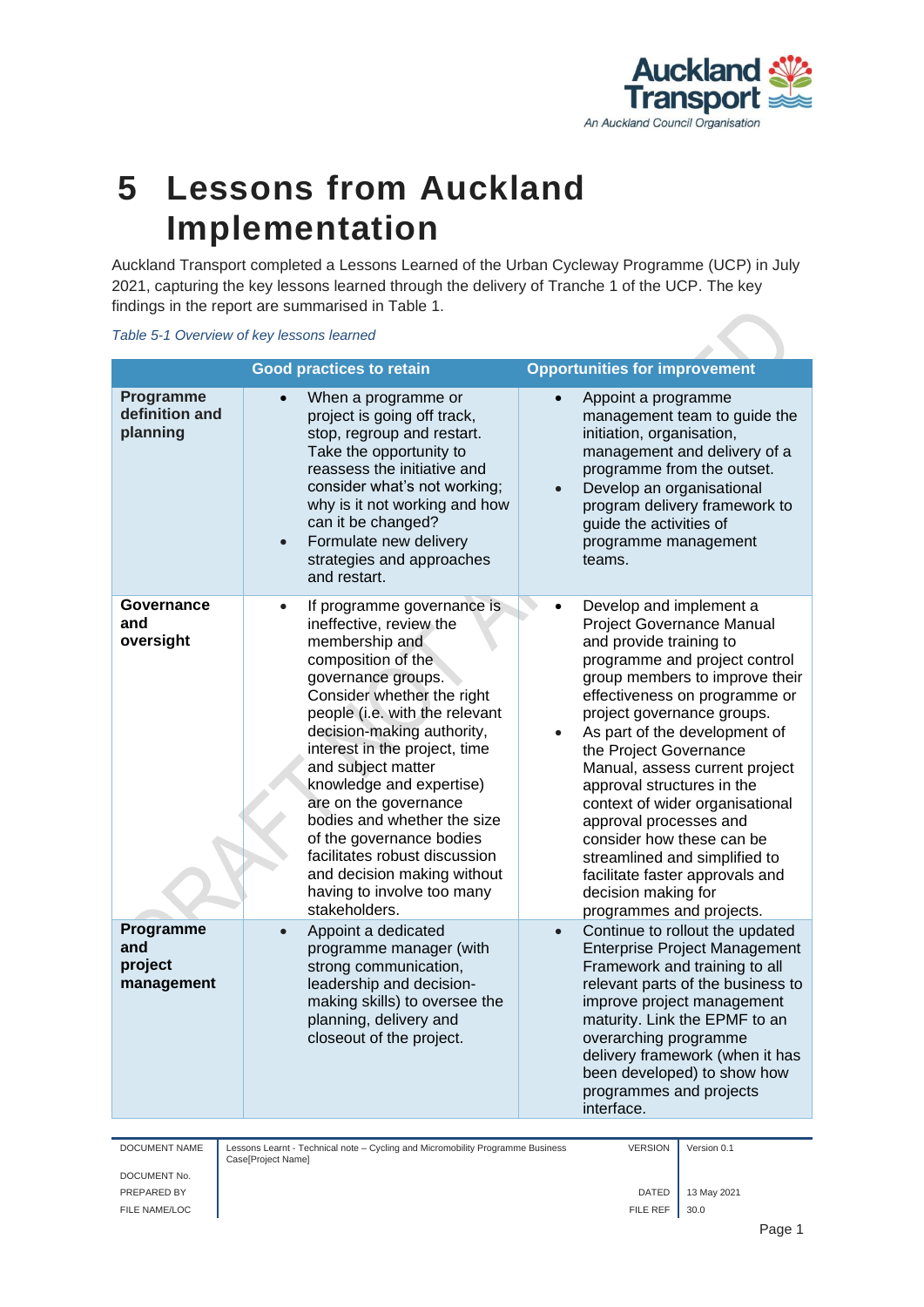# 5 Lessons from Auckland Implementation

Auckland Transport completed a Lessons Learned of the Urban Cycleway Programme (UCP) in July 2021, capturing the key lessons learned through the delivery of Tranche 1 of the UCP. The key findings in the report are summarised in Table 1.

*Table 5-1 Overview of key lessons learned*

| | Good practices to retain | Opportunities for improvement |
|---|---|---|
| **Programme definition and planning** | • When a programme or project is going off track, stop, regroup and restart. Take the opportunity to reassess the initiative and consider what's not working; why is it not working and how can it be changed?<br>• Formulate new delivery strategies and approaches and restart. | • Appoint a programme management team to guide the initiation, organisation, management and delivery of a programme from the outset.<br>• Develop an organisational program delivery framework to guide the activities of programme management teams. |
| **Governance and oversight** | • If programme governance is ineffective, review the membership and composition of the governance groups. Consider whether the right people (i.e. with the relevant decision-making authority, interest in the project, time and subject matter knowledge and expertise) are on the governance bodies and whether the size of the governance bodies facilitates robust discussion and decision making without having to involve too many stakeholders. | • Develop and implement a Project Governance Manual and provide training to programme and project control group members to improve their effectiveness on programme or project governance groups.<br>• As part of the development of the Project Governance Manual, assess current project approval structures in the context of wider organisational approval processes and consider how these can be streamlined and simplified to facilitate faster approvals and decision making for programmes and projects. |
| **Programme and project management** | • Appoint a dedicated programme manager (with strong communication, leadership and decision-making skills) to oversee the planning, delivery and closeout of the project. | • Continue to rollout the updated Enterprise Project Management Framework and training to all relevant parts of the business to improve project management maturity. Link the EPMF to an overarching programme delivery framework (when it has been developed) to show how programmes and projects interface. |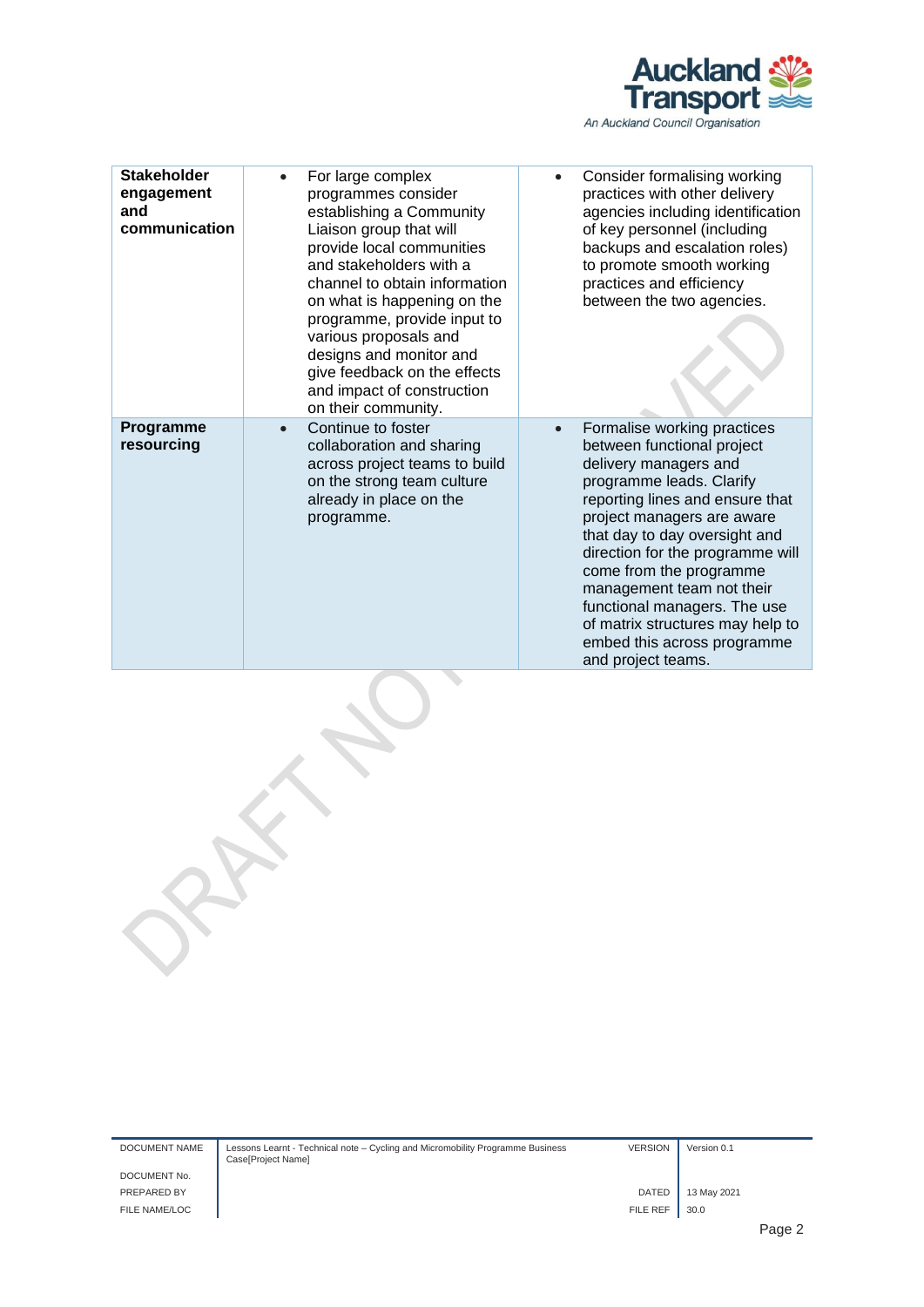| | | |
|---|---|---|
| **Stakeholder engagement and communication** | • For large complex programmes consider establishing a Community Liaison group that will provide local communities and stakeholders with a channel to obtain information on what is happening on the programme, provide input to various proposals and designs and monitor and give feedback on the effects and impact of construction on their community. | • Consider formalising working practices with other delivery agencies including identification of key personnel (including backups and escalation roles) to promote smooth working practices and efficiency between the two agencies. |
| **Programme resourcing** | • Continue to foster collaboration and sharing across project teams to build on the strong team culture already in place on the programme. | • Formalise working practices between functional project delivery managers and programme leads. Clarify reporting lines and ensure that project managers are aware that day to day oversight and direction for the programme will come from the programme management team not their functional managers. The use of matrix structures may help to embed this across programme and project teams. |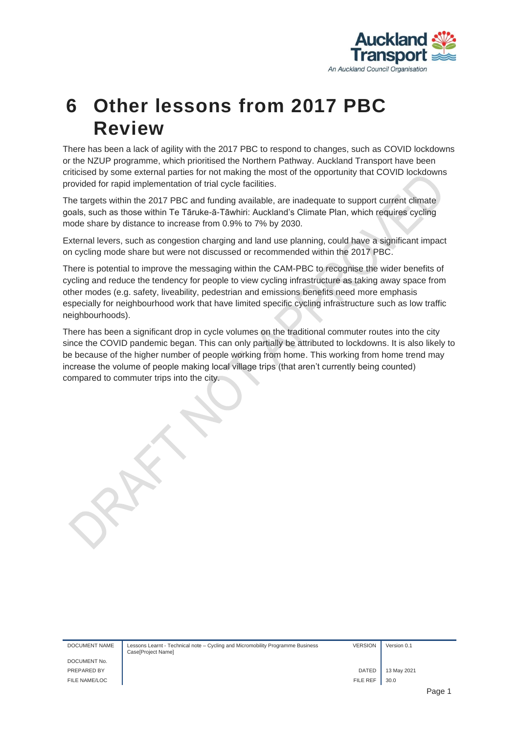# 6 Other lessons from 2017 PBC Review

There has been a lack of agility with the 2017 PBC to respond to changes, such as COVID lockdowns or the NZUP programme, which prioritised the Northern Pathway. Auckland Transport have been criticised by some external parties for not making the most of the opportunity that COVID lockdowns provided for rapid implementation of trial cycle facilities.

The targets within the 2017 PBC and funding available, are inadequate to support current climate goals, such as those within Te Tāruke-ā-Tāwhiri: Auckland's Climate Plan, which requires cycling mode share by distance to increase from 0.9% to 7% by 2030.

External levers, such as congestion charging and land use planning, could have a significant impact on cycling mode share but were not discussed or recommended within the 2017 PBC.

There is potential to improve the messaging within the CAM-PBC to recognise the wider benefits of cycling and reduce the tendency for people to view cycling infrastructure as taking away space from other modes (e.g. safety, liveability, pedestrian and emissions benefits need more emphasis especially for neighbourhood work that have limited specific cycling infrastructure such as low traffic neighbourhoods).

There has been a significant drop in cycle volumes on the traditional commuter routes into the city since the COVID pandemic began. This can only partially be attributed to lockdowns. It is also likely to be because of the higher number of people working from home. This working from home trend may increase the volume of people making local village trips (that aren't currently being counted) compared to commuter trips into the city.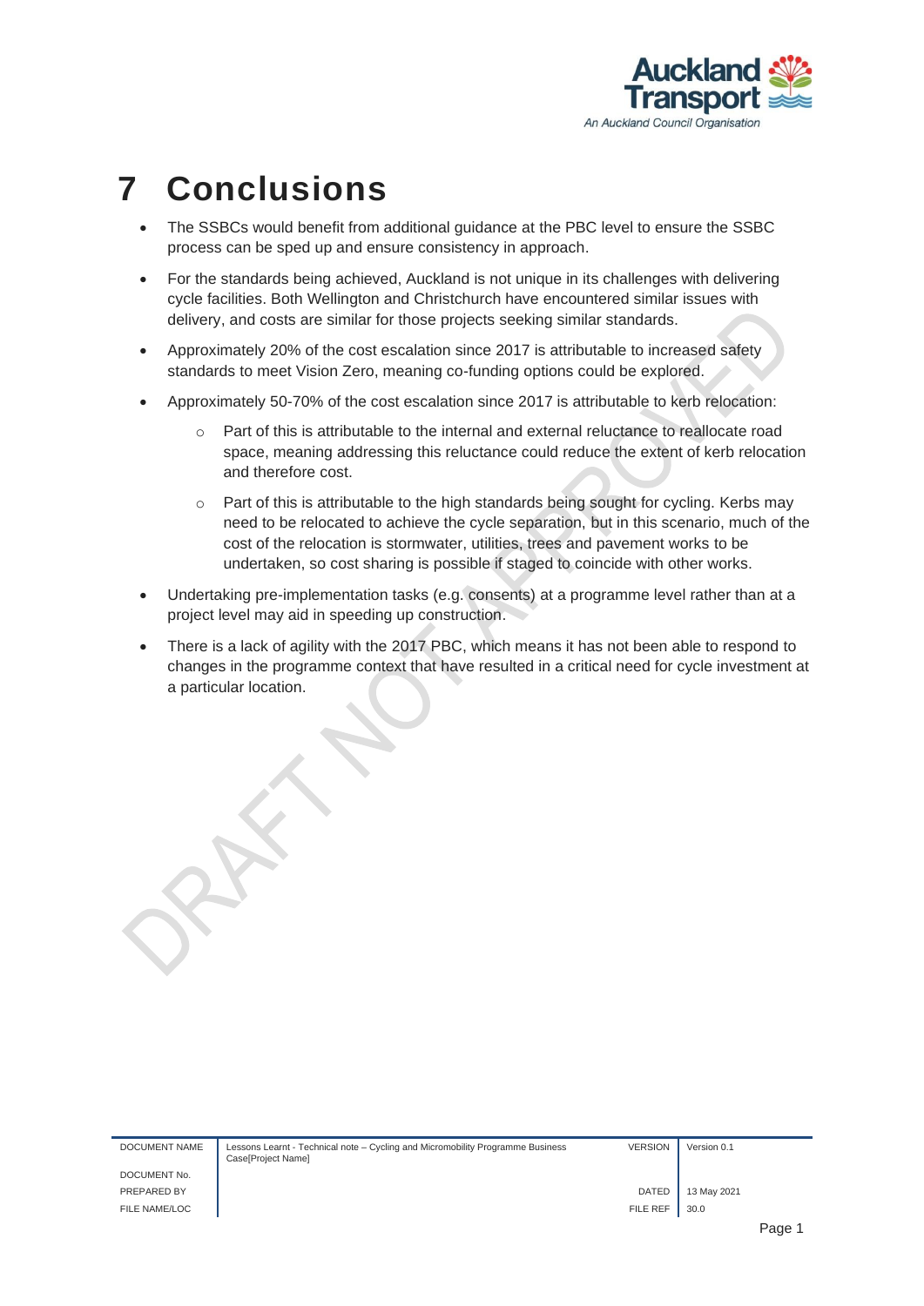# 7 Conclusions

- The SSBCs would benefit from additional guidance at the PBC level to ensure the SSBC process can be sped up and ensure consistency in approach.
- For the standards being achieved, Auckland is not unique in its challenges with delivering cycle facilities. Both Wellington and Christchurch have encountered similar issues with delivery, and costs are similar for those projects seeking similar standards.
- Approximately 20% of the cost escalation since 2017 is attributable to increased safety standards to meet Vision Zero, meaning co-funding options could be explored.
- Approximately 50-70% of the cost escalation since 2017 is attributable to kerb relocation:
  - Part of this is attributable to the internal and external reluctance to reallocate road space, meaning addressing this reluctance could reduce the extent of kerb relocation and therefore cost.
  - Part of this is attributable to the high standards being sought for cycling. Kerbs may need to be relocated to achieve the cycle separation, but in this scenario, much of the cost of the relocation is stormwater, utilities, trees and pavement works to be undertaken, so cost sharing is possible if staged to coincide with other works.
- Undertaking pre-implementation tasks (e.g. consents) at a programme level rather than at a project level may aid in speeding up construction.
- There is a lack of agility with the 2017 PBC, which means it has not been able to respond to changes in the programme context that have resulted in a critical need for cycle investment at a particular location.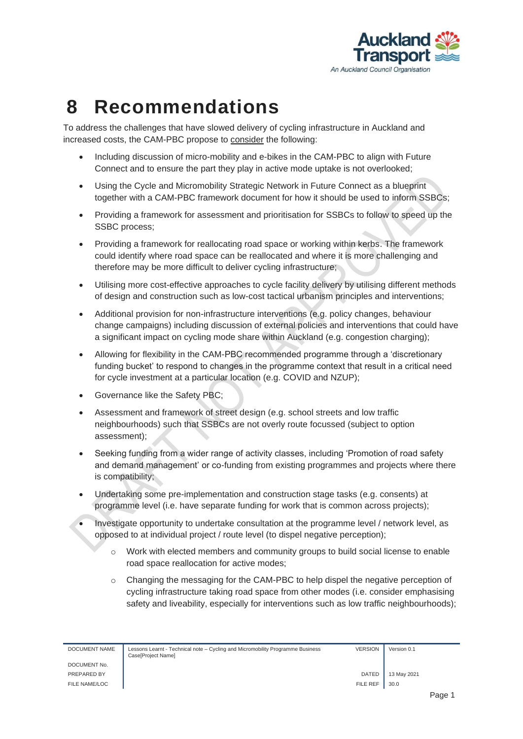# 8 Recommendations

To address the challenges that have slowed delivery of cycling infrastructure in Auckland and increased costs, the CAM-PBC propose to consider the following:

- Including discussion of micro-mobility and e-bikes in the CAM-PBC to align with Future Connect and to ensure the part they play in active mode uptake is not overlooked;
- Using the Cycle and Micromobility Strategic Network in Future Connect as a blueprint together with a CAM-PBC framework document for how it should be used to inform SSBCs;
- Providing a framework for assessment and prioritisation for SSBCs to follow to speed up the SSBC process;
- Providing a framework for reallocating road space or working within kerbs. The framework could identify where road space can be reallocated and where it is more challenging and therefore may be more difficult to deliver cycling infrastructure;
- Utilising more cost-effective approaches to cycle facility delivery by utilising different methods of design and construction such as low-cost tactical urbanism principles and interventions;
- Additional provision for non-infrastructure interventions (e.g. policy changes, behaviour change campaigns) including discussion of external policies and interventions that could have a significant impact on cycling mode share within Auckland (e.g. congestion charging);
- Allowing for flexibility in the CAM-PBC recommended programme through a 'discretionary funding bucket' to respond to changes in the programme context that result in a critical need for cycle investment at a particular location (e.g. COVID and NZUP);
- Governance like the Safety PBC;
- Assessment and framework of street design (e.g. school streets and low traffic neighbourhoods) such that SSBCs are not overly route focussed (subject to option assessment);
- Seeking funding from a wider range of activity classes, including 'Promotion of road safety and demand management' or co-funding from existing programmes and projects where there is compatibility;
- Undertaking some pre-implementation and construction stage tasks (e.g. consents) at programme level (i.e. have separate funding for work that is common across projects);
- Investigate opportunity to undertake consultation at the programme level / network level, as opposed to at individual project / route level (to dispel negative perception);
  - Work with elected members and community groups to build social license to enable road space reallocation for active modes;
  - Changing the messaging for the CAM-PBC to help dispel the negative perception of cycling infrastructure taking road space from other modes (i.e. consider emphasising safety and liveability, especially for interventions such as low traffic neighbourhoods);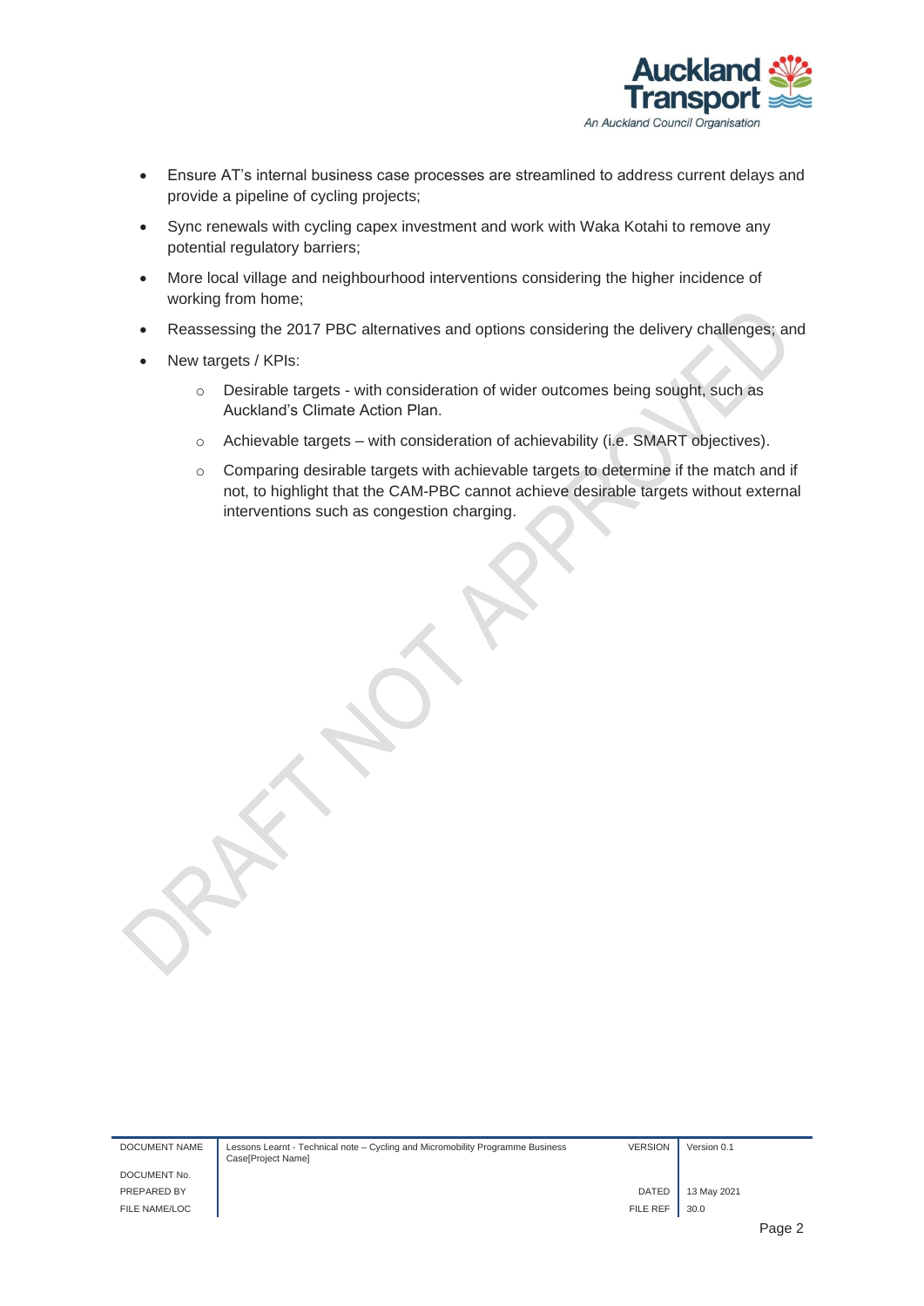- Ensure AT's internal business case processes are streamlined to address current delays and provide a pipeline of cycling projects;
- Sync renewals with cycling capex investment and work with Waka Kotahi to remove any potential regulatory barriers;
- More local village and neighbourhood interventions considering the higher incidence of working from home;
- Reassessing the 2017 PBC alternatives and options considering the delivery challenges; and
- New targets / KPIs:
  - Desirable targets - with consideration of wider outcomes being sought, such as Auckland's Climate Action Plan.
  - Achievable targets – with consideration of achievability (i.e. SMART objectives).
  - Comparing desirable targets with achievable targets to determine if the match and if not, to highlight that the CAM-PBC cannot achieve desirable targets without external interventions such as congestion charging.